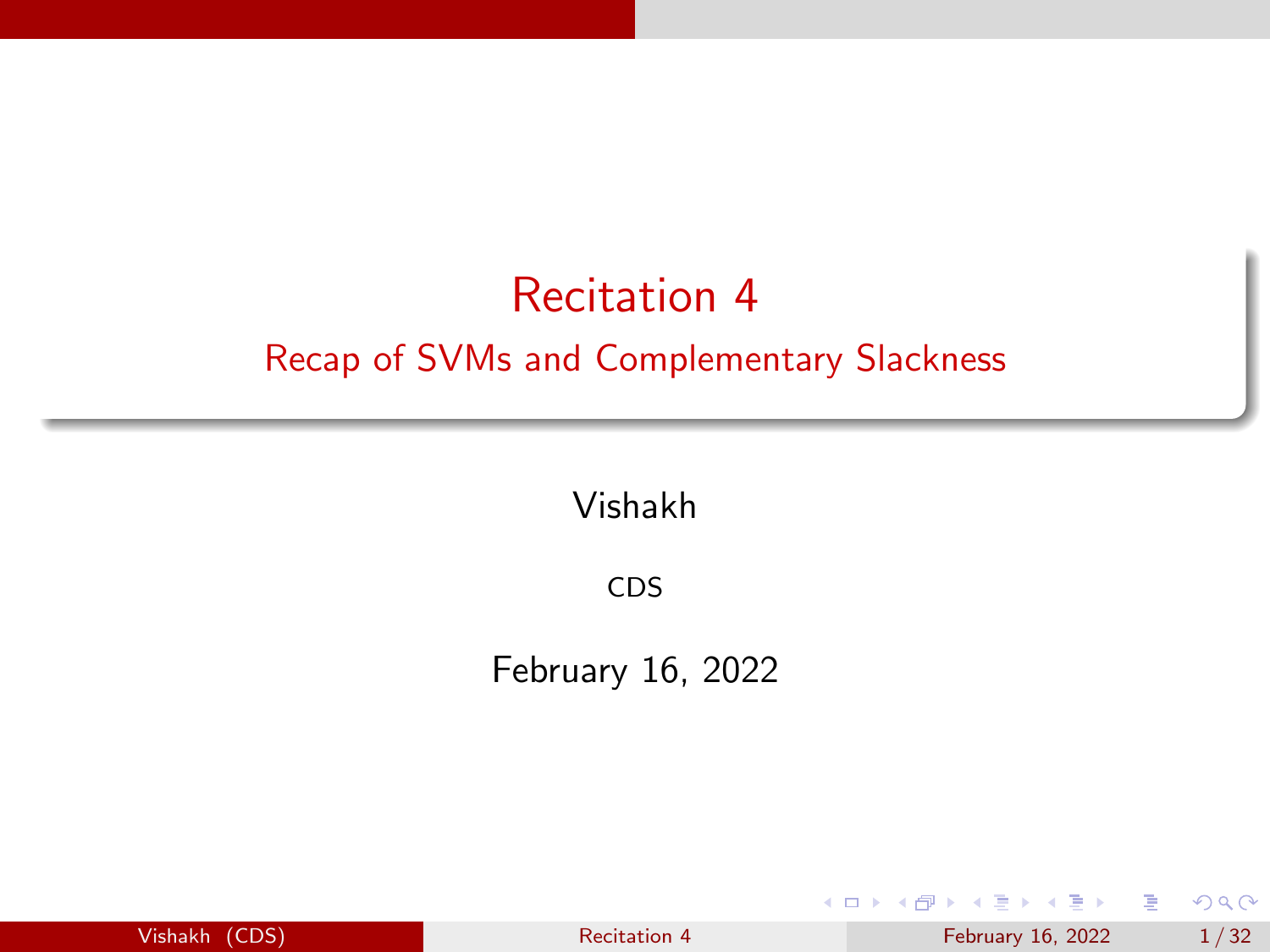# Recitation 4

## Recap of SVMs and Complementary Slackness

Vishakh

CDS

February 16, 2022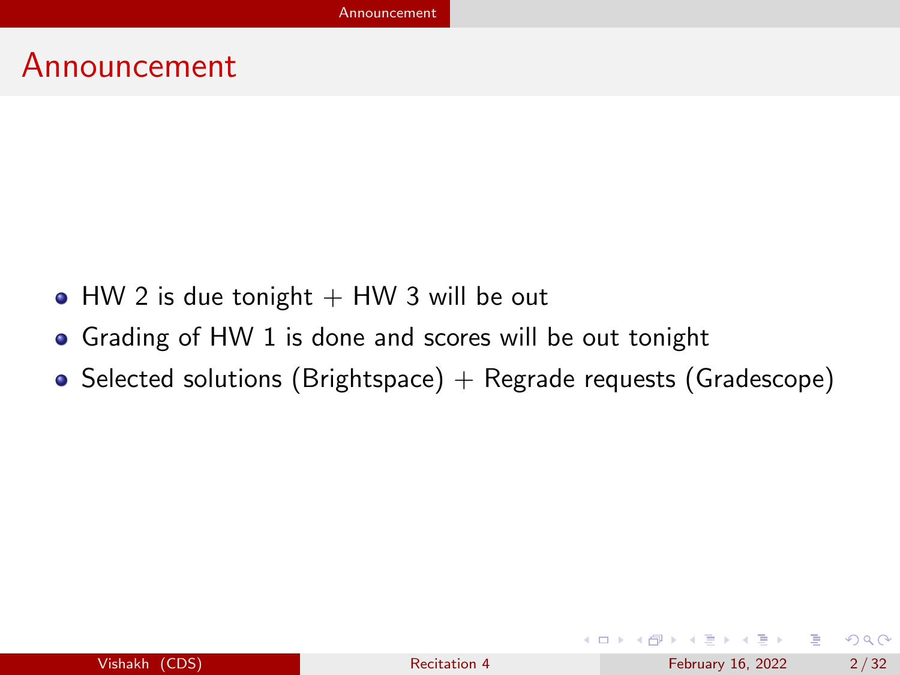# Announcement

- HW 2 is due tonight + HW 3 will be out
- Grading of HW 1 is done and scores will be out tonight
- Selected solutions (Brightspace) + Regrade requests (Gradescope)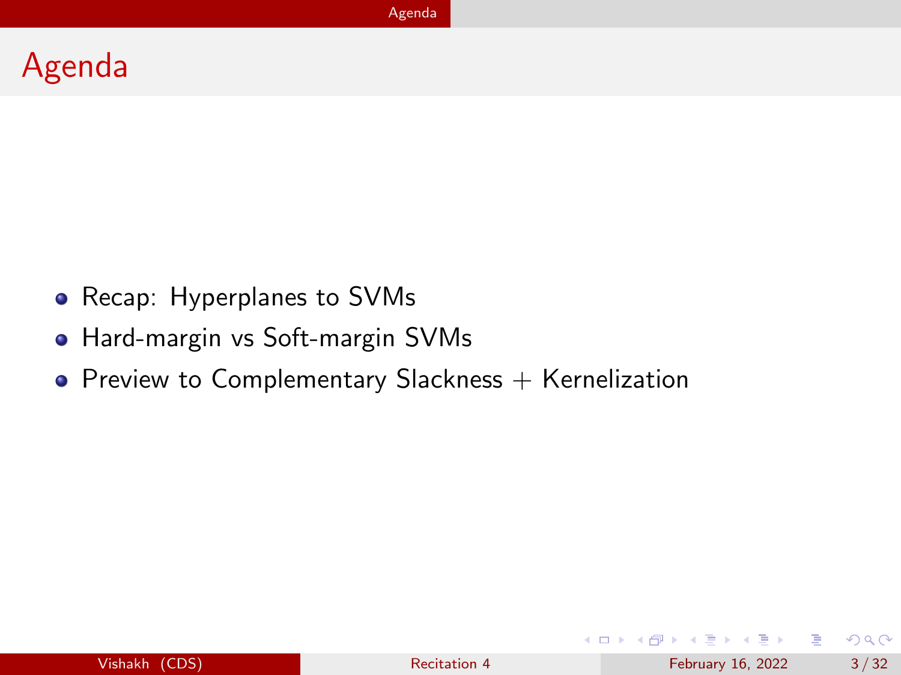# Agenda

- Recap: Hyperplanes to SVMs
- Hard-margin vs Soft-margin SVMs
- Preview to Complementary Slackness + Kernelization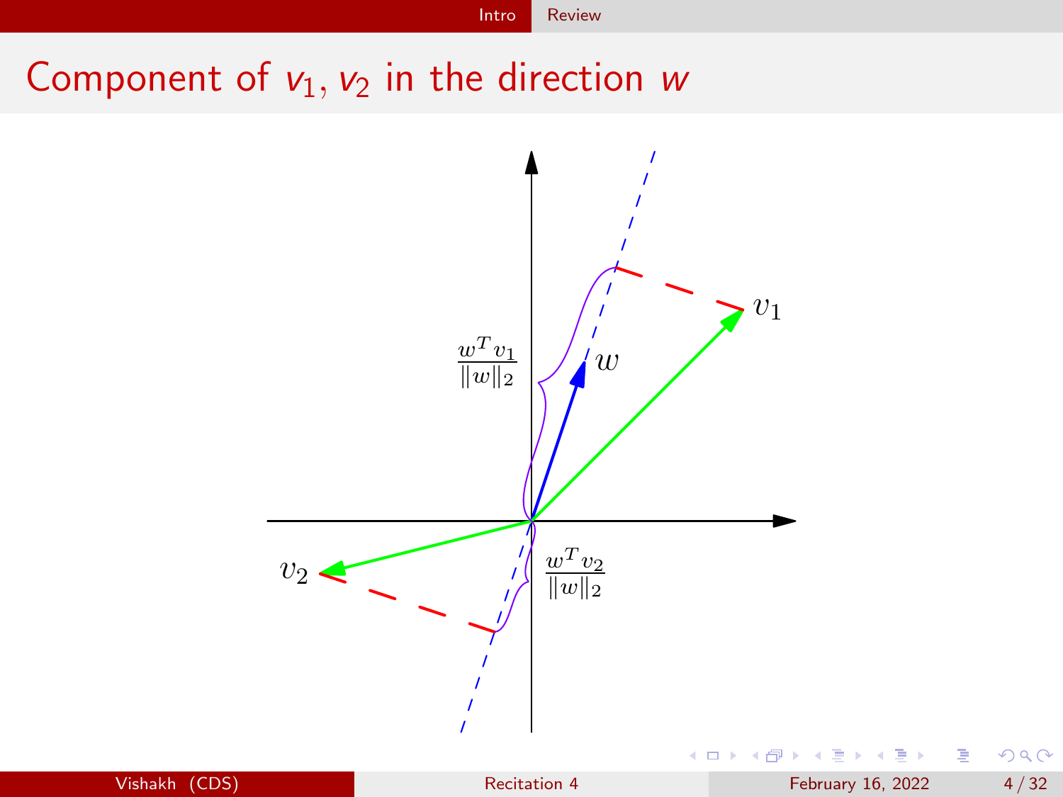# Component of $v_1, v_2$ in the direction $w$

$\frac{w^T v_1}{\|w\|_2}$

$w$

$v_1$

$v_2$

$\frac{w^T v_2}{\|w\|_2}$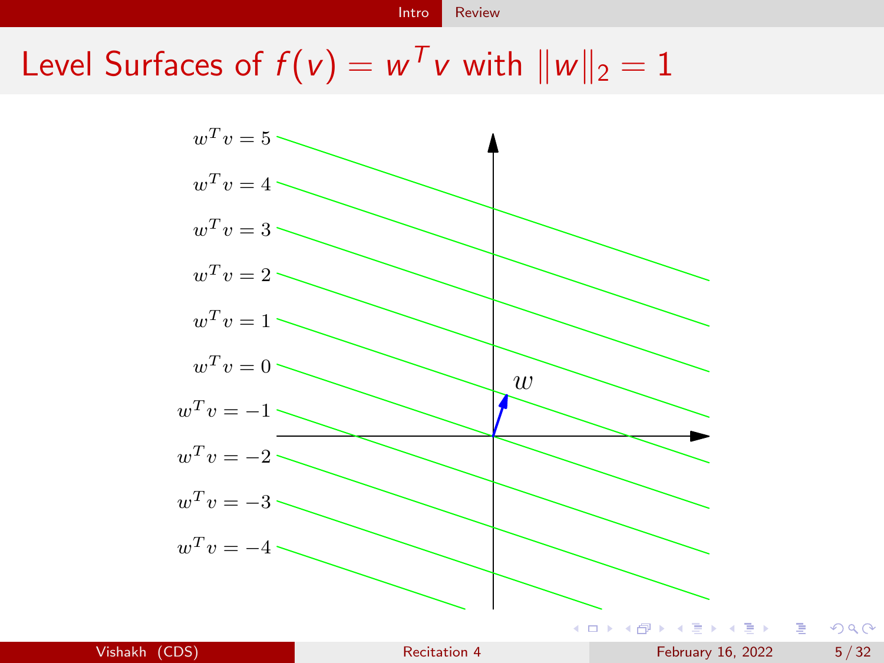# Level Surfaces of $f(v) = w^T v$ with $\|w\|_2 = 1$

$w^T v = 5$

$w^T v = 4$

$w^T v = 3$

$w^T v = 2$

$w^T v = 1$

$w^T v = 0$

$w^T v = -1$

$w^T v = -2$

$w^T v = -3$

$w^T v = -4$

$w$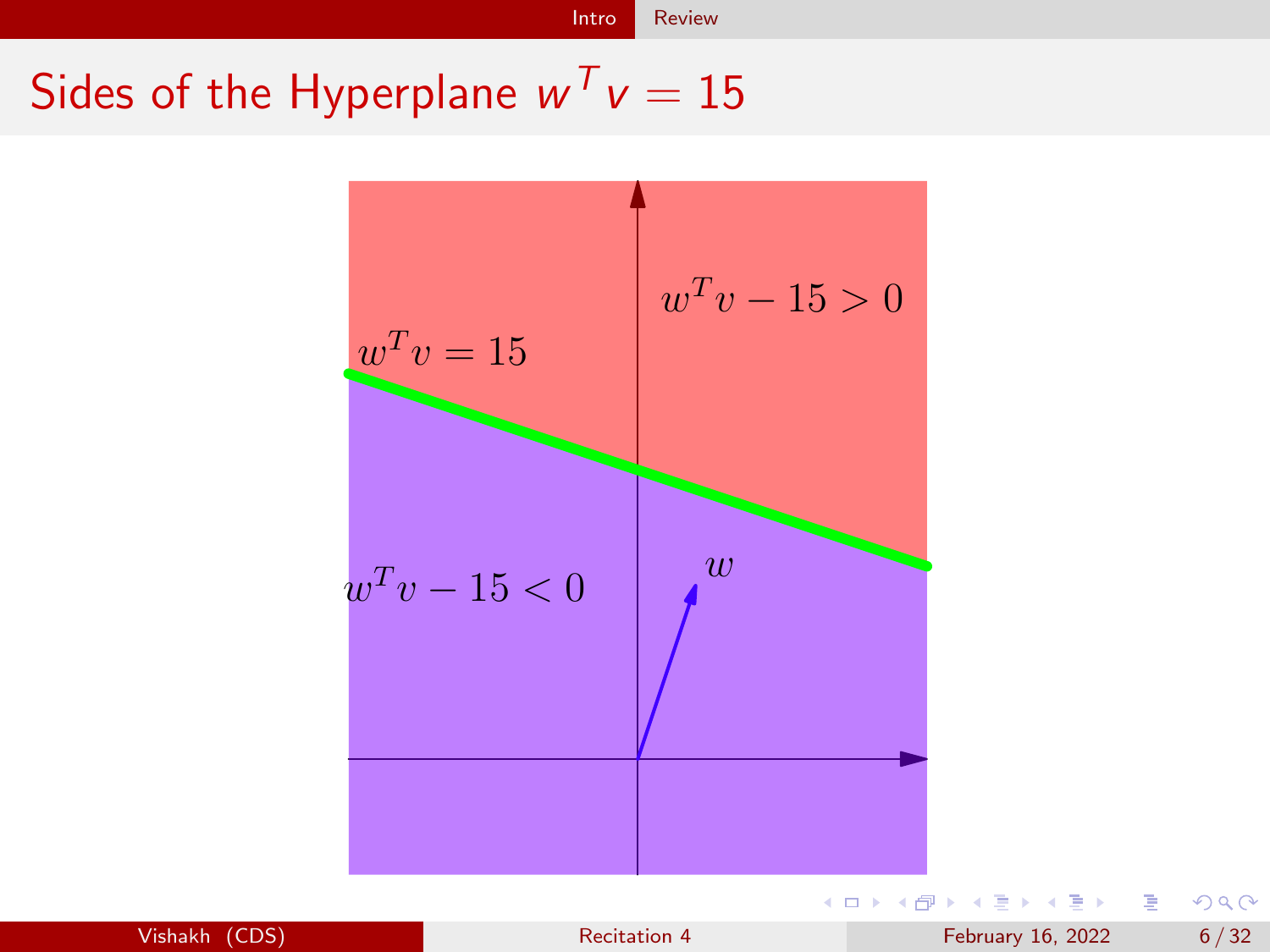# Sides of the Hyperplane $w^T v = 15$

$w^T v - 15 > 0$

$w^T v = 15$

$w$

$w^T v - 15 < 0$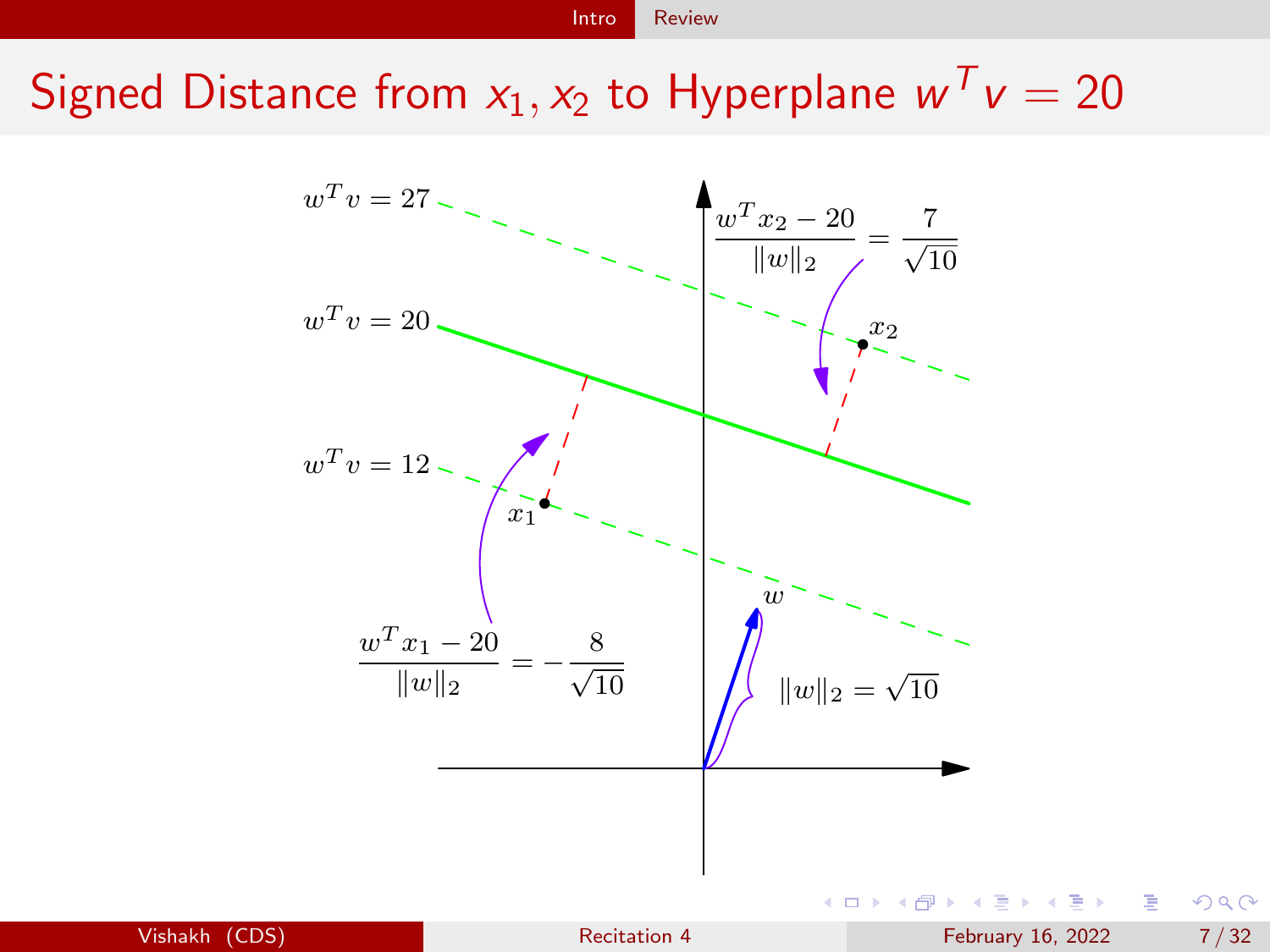# Signed Distance from $x_1, x_2$ to Hyperplane $w^T v = 20$

$w^T v = 27$

$w^T v = 20$

$w^T v = 12$

$$\frac{w^T x_2 - 20}{\|w\|_2} = \frac{7}{\sqrt{10}}$$

$x_2$

$x_1$

$w$

$$\frac{w^T x_1 - 20}{\|w\|_2} = -\frac{8}{\sqrt{10}}$$

$\|w\|_2 = \sqrt{10}$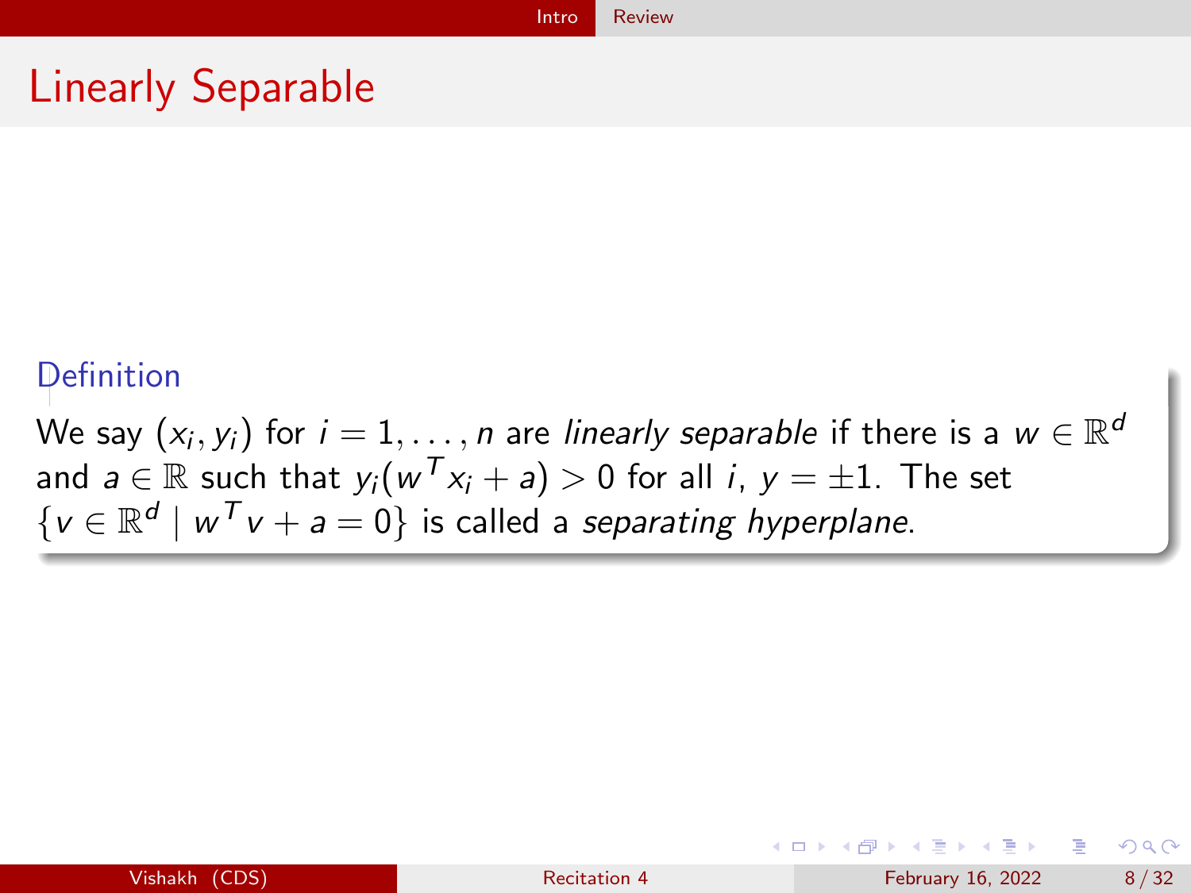# Linearly Separable

**Definition**

We say $(x_i, y_i)$ for $i = 1, \ldots, n$ are *linearly separable* if there is a $w \in \mathbb{R}^d$ and $a \in \mathbb{R}$ such that $y_i(w^T x_i + a) > 0$ for all $i$, $y = \pm 1$. The set $\{v \in \mathbb{R}^d \mid w^T v + a = 0\}$ is called a *separating hyperplane*.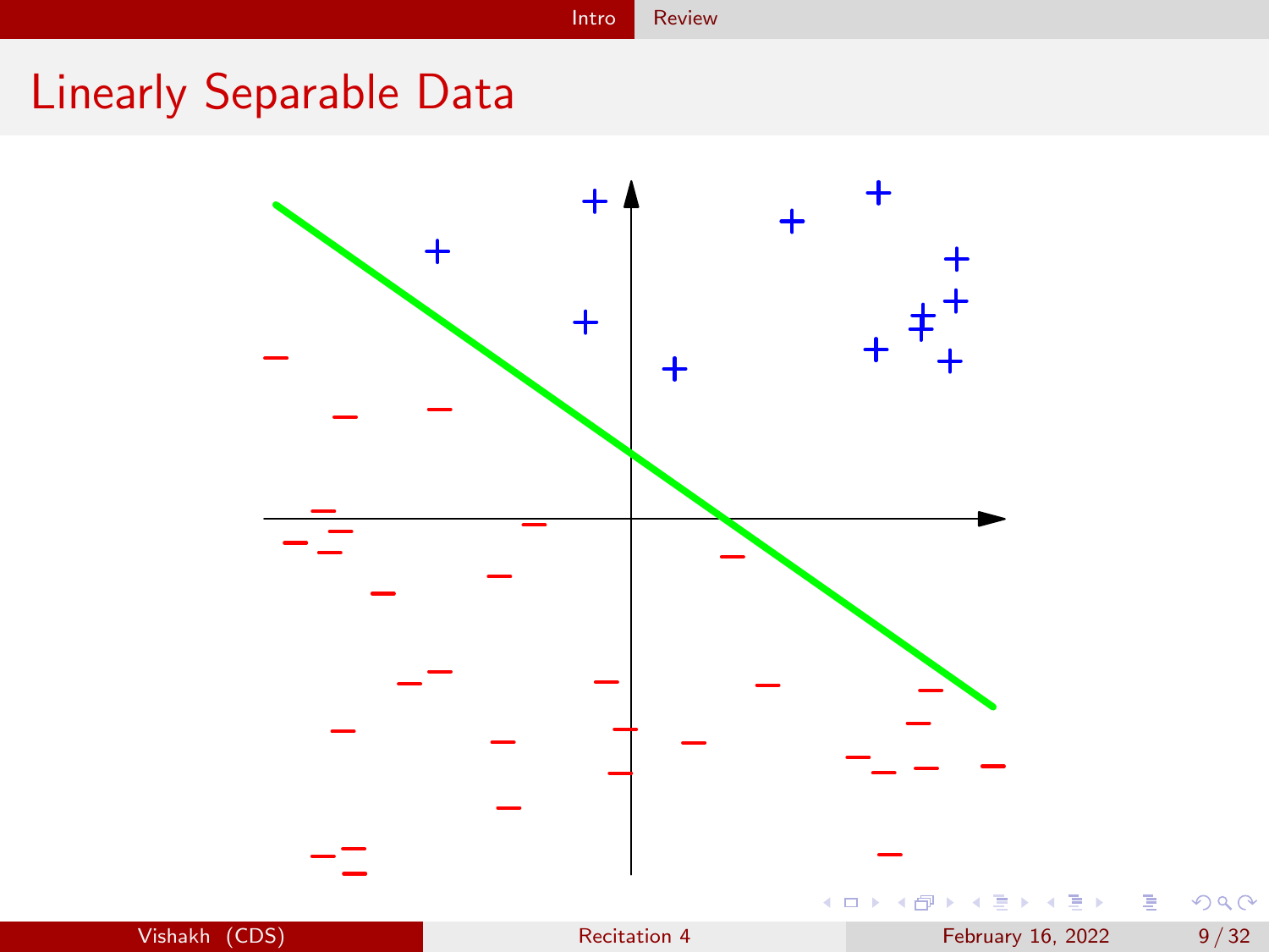# Linearly Separable Data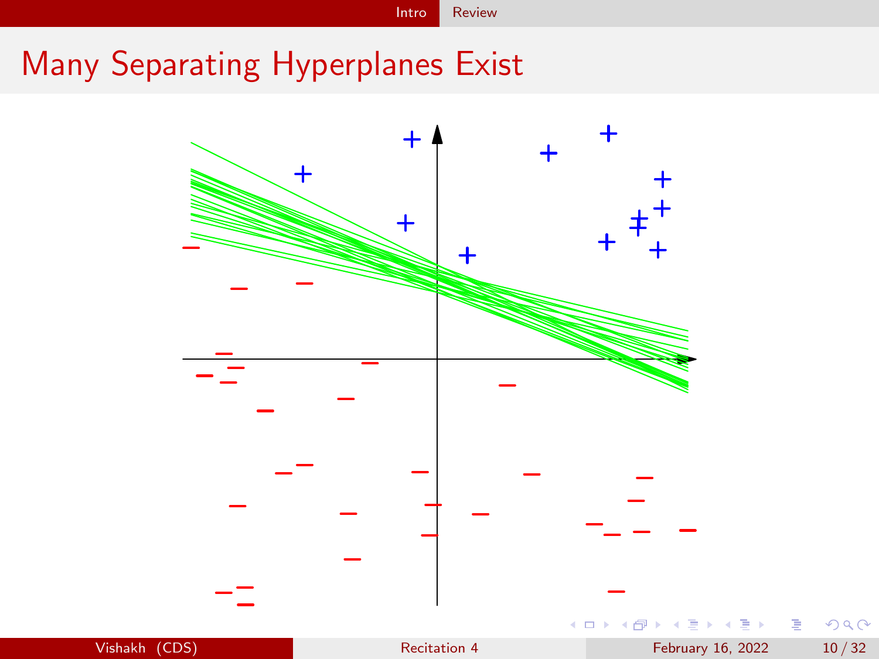# Many Separating Hyperplanes Exist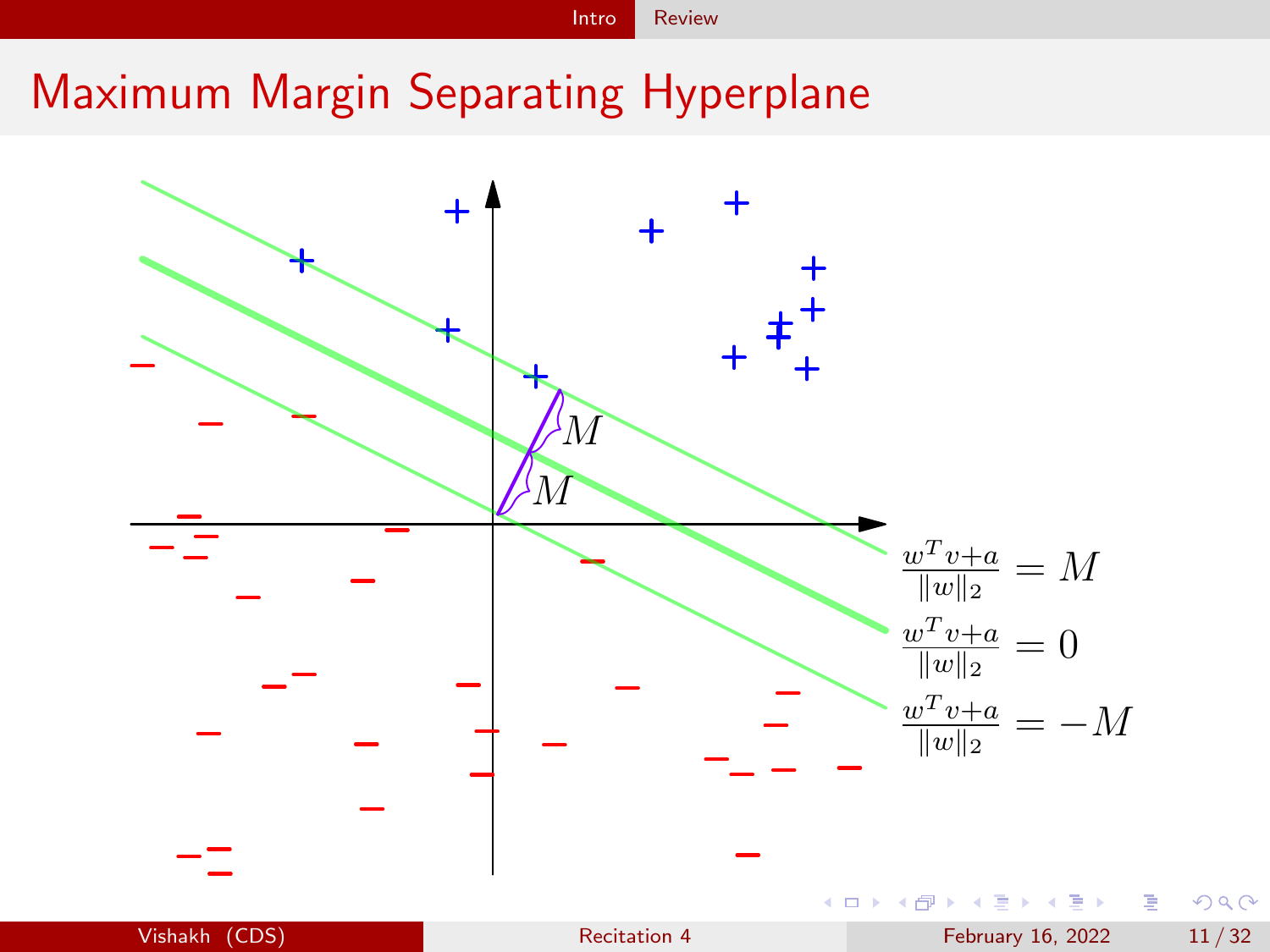# Maximum Margin Separating Hyperplane

$$\frac{w^T v + a}{\|w\|_2} = M$$

$$\frac{w^T v + a}{\|w\|_2} = 0$$

$$\frac{w^T v + a}{\|w\|_2} = -M$$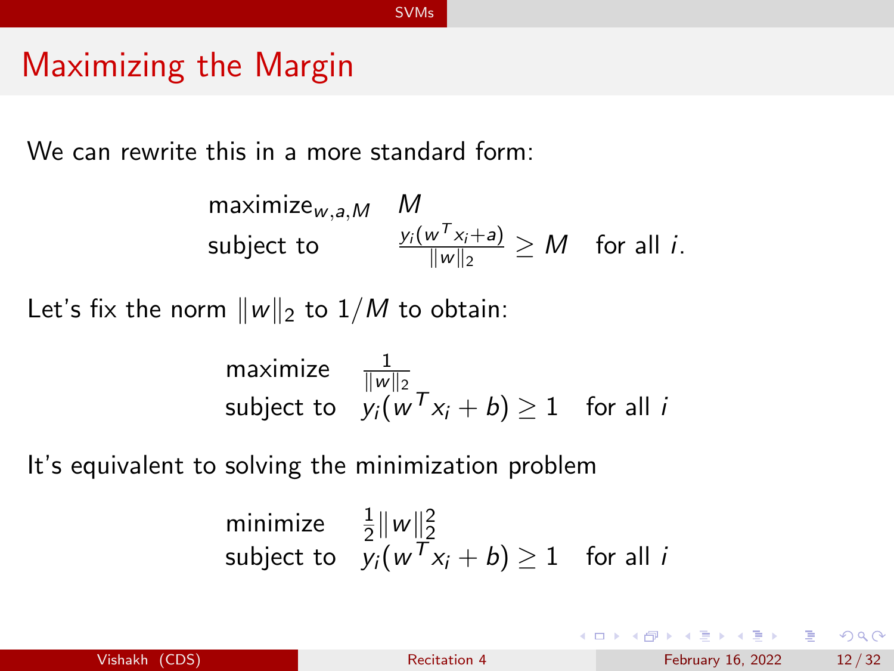# Maximizing the Margin

We can rewrite this in a more standard form:

$$
\begin{array}{ll}
\text{maximize}_{w,a,M} & M \\
\text{subject to} & \frac{y_i(w^T x_i + a)}{\|w\|_2} \geq M \quad \text{for all } i.
\end{array}
$$

Let's fix the norm $\|w\|_2$ to $1/M$ to obtain:

$$
\begin{array}{ll}
\text{maximize} & \frac{1}{\|w\|_2} \\
\text{subject to} & y_i(w^T x_i + b) \geq 1 \quad \text{for all } i
\end{array}
$$

It's equivalent to solving the minimization problem

$$
\begin{array}{ll}
\text{minimize} & \frac{1}{2}\|w\|_2^2 \\
\text{subject to} & y_i(w^T x_i + b) \geq 1 \quad \text{for all } i
\end{array}
$$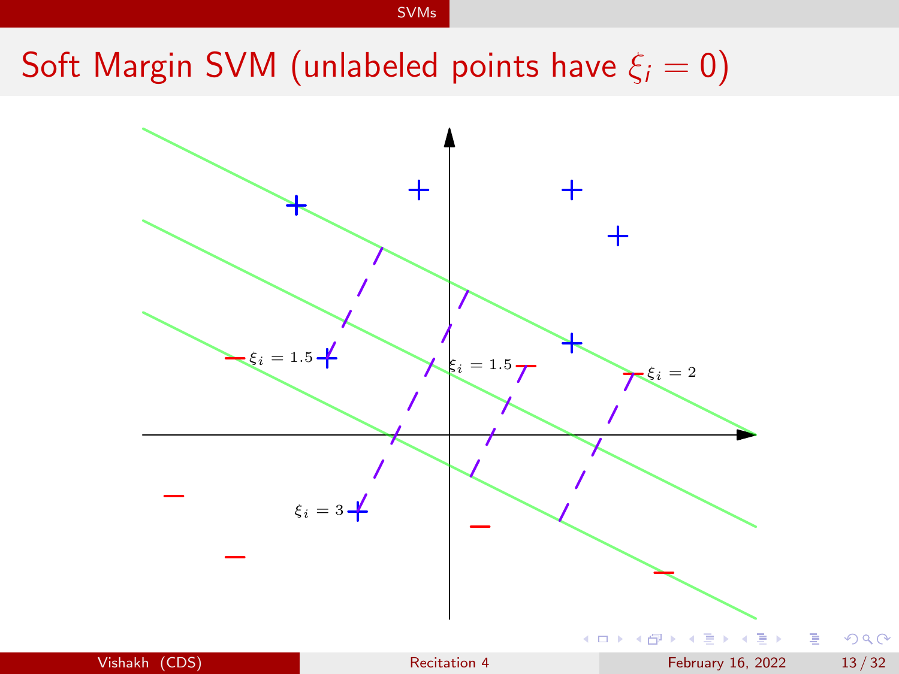# Soft Margin SVM (unlabeled points have $\xi_i = 0$)

$\xi_i = 1.5$

$\xi_i = 1.5$

$\xi_i = 2$

$\xi_i = 3$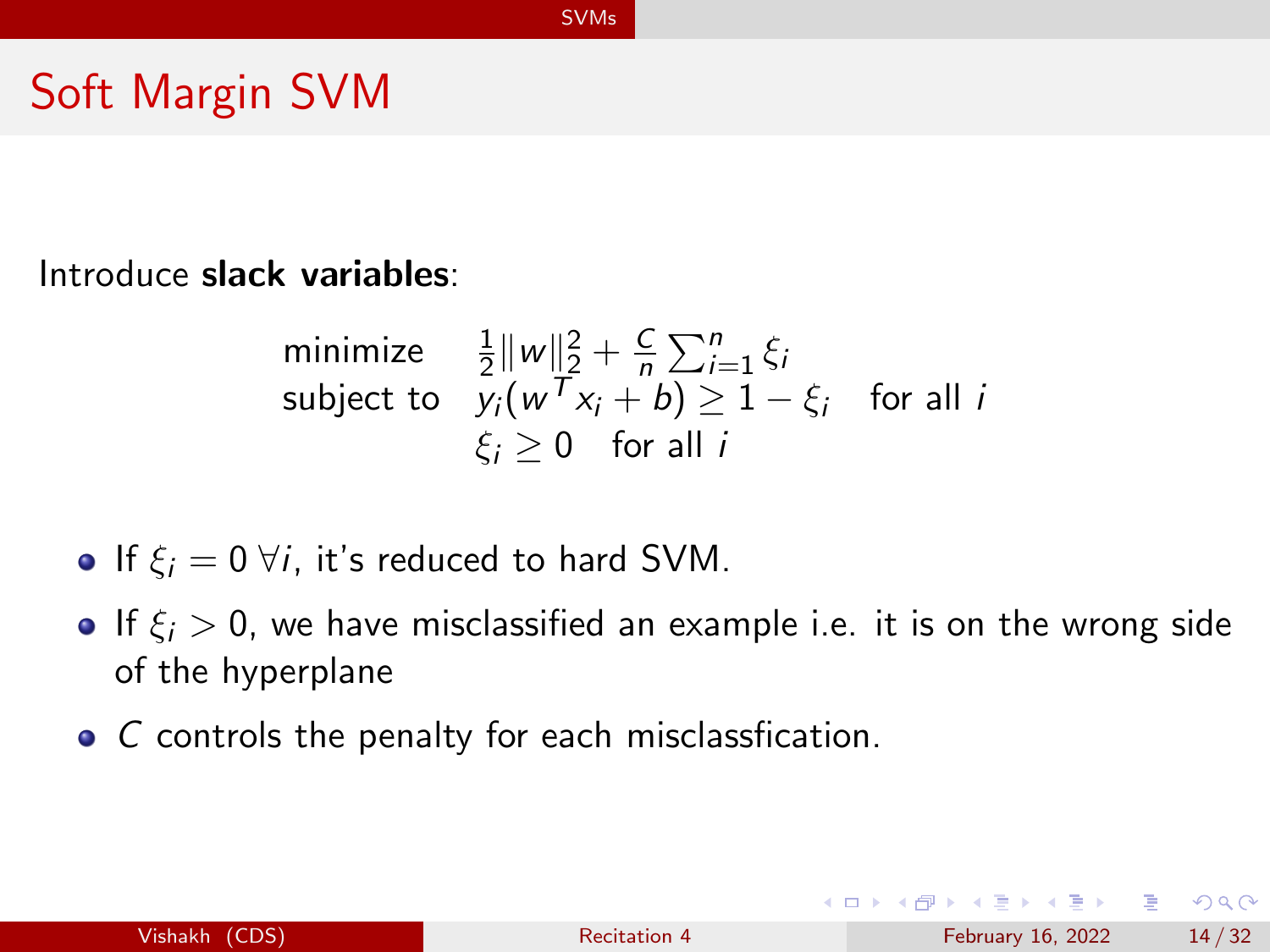# Soft Margin SVM

Introduce **slack variables**:

$$
\begin{array}{ll}
\text{minimize} & \frac{1}{2}\|w\|_2^2 + \frac{C}{n}\sum_{i=1}^{n}\xi_i \\
\text{subject to} & y_i(w^T x_i + b) \geq 1 - \xi_i \quad \text{for all } i \\
& \xi_i \geq 0 \quad \text{for all } i
\end{array}
$$

- If $\xi_i = 0 \; \forall i$, it's reduced to hard SVM.
- If $\xi_i > 0$, we have misclassified an example i.e. it is on the wrong side of the hyperplane
- $C$ controls the penalty for each misclassfication.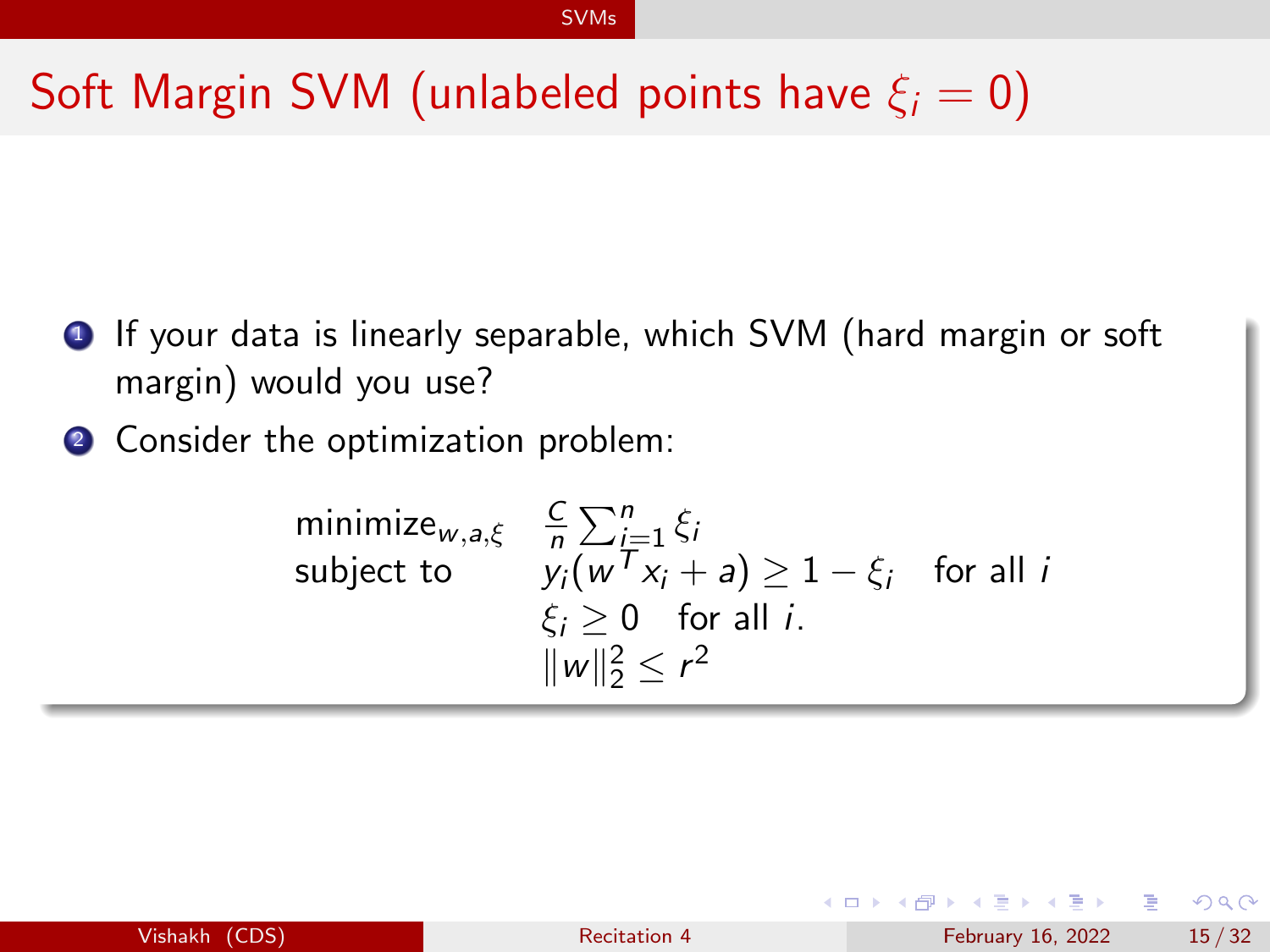# Soft Margin SVM (unlabeled points have $\xi_i = 0$)

1. If your data is linearly separable, which SVM (hard margin or soft margin) would you use?
2. Consider the optimization problem:

$$
\begin{array}{ll}
\text{minimize}_{w,a,\xi} & \frac{C}{n}\sum_{i=1}^{n}\xi_i \\
\text{subject to} & y_i(w^T x_i + a) \geq 1 - \xi_i \quad \text{for all } i \\
& \xi_i \geq 0 \quad \text{for all } i. \\
& \|w\|_2^2 \leq r^2
\end{array}
$$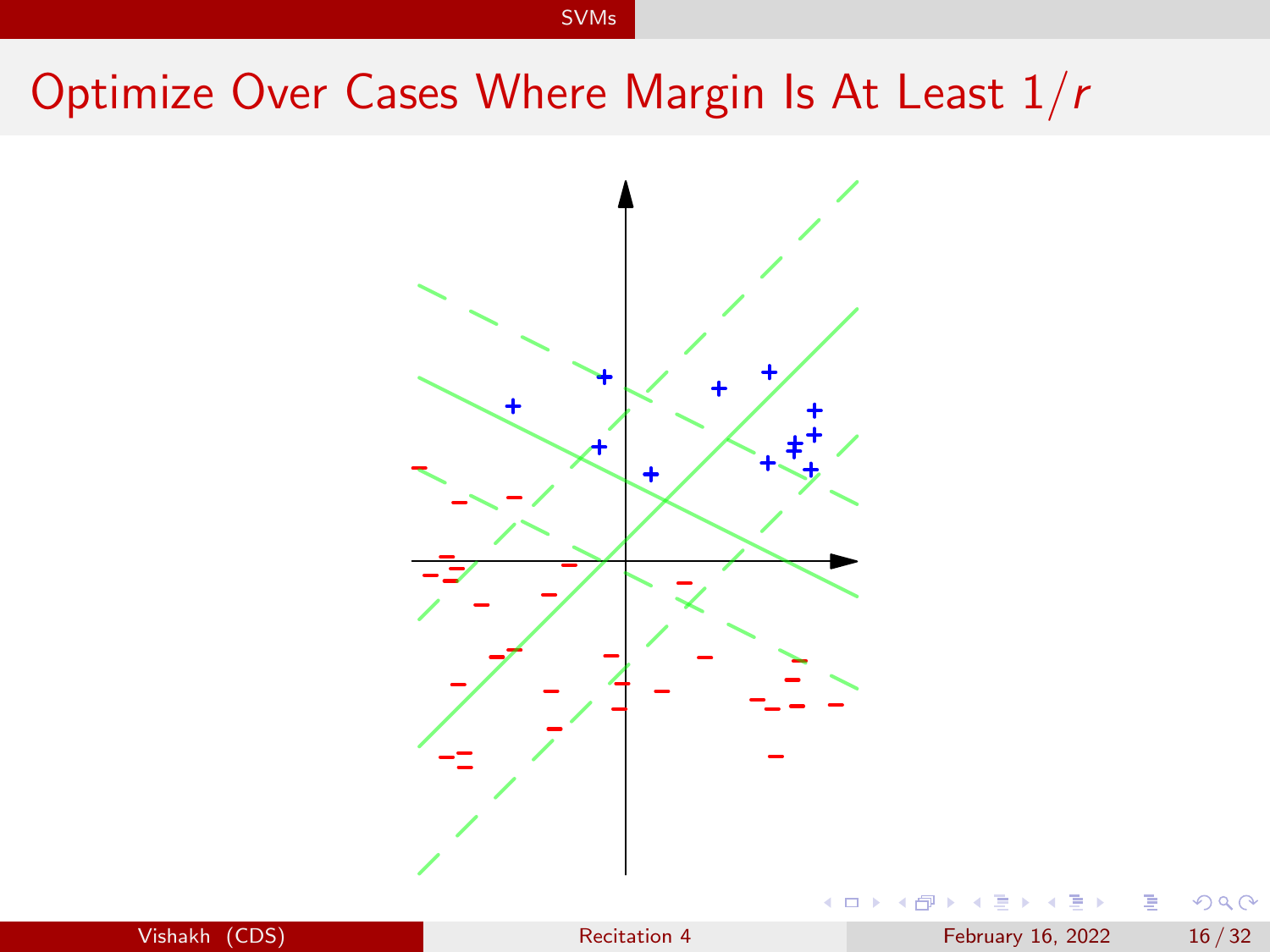# Optimize Over Cases Where Margin Is At Least $1/r$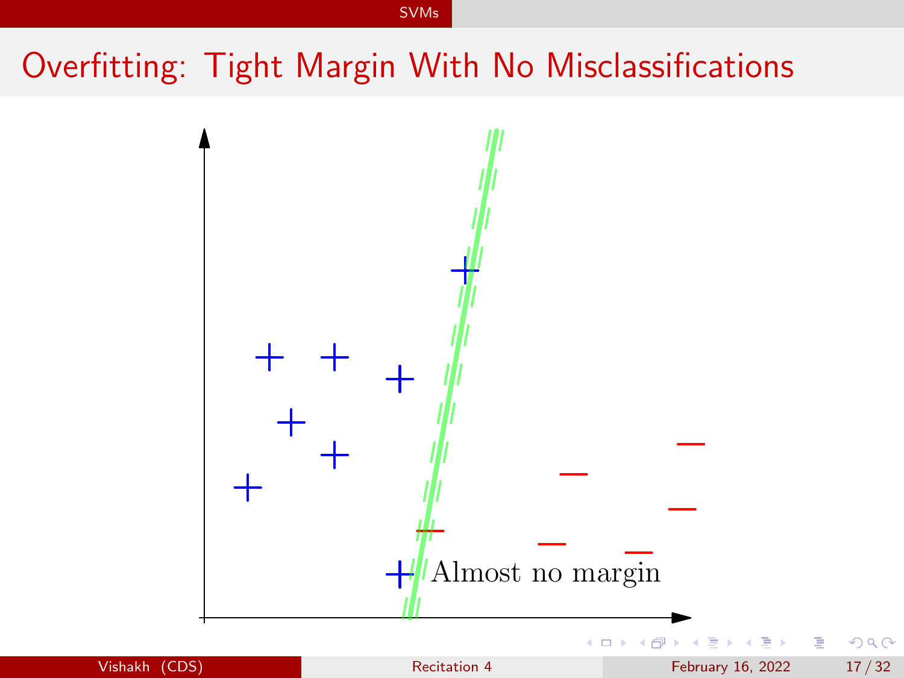# Overfitting: Tight Margin With No Misclassifications

Almost no margin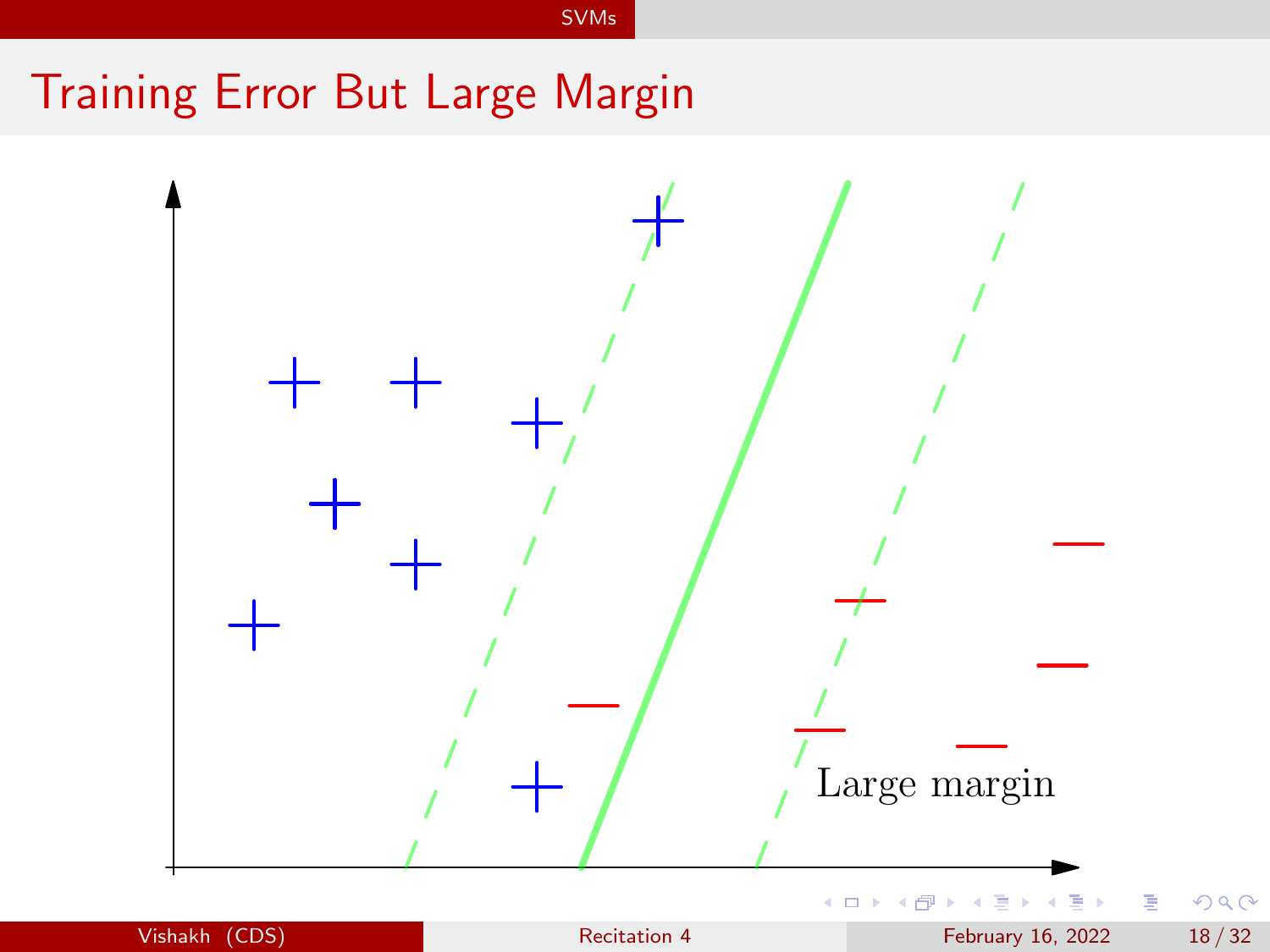# Training Error But Large Margin

Large margin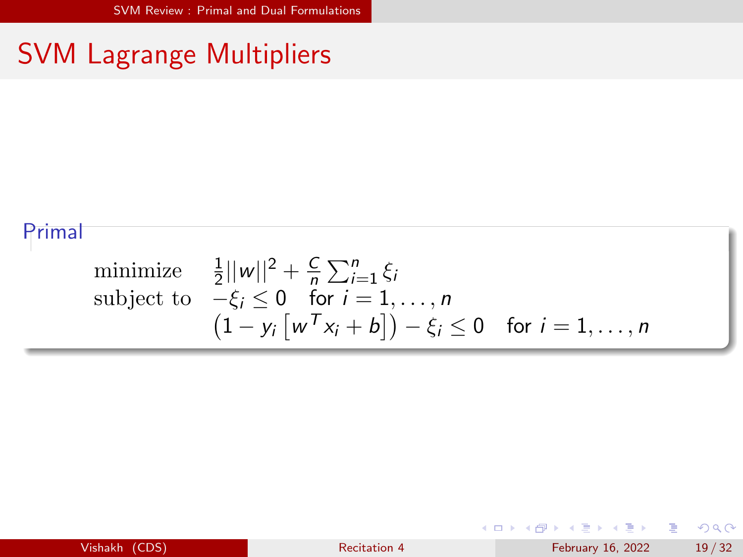# SVM Lagrange Multipliers

**Primal**

$$
\begin{array}{ll}
\text{minimize} & \frac{1}{2}||w||^2 + \frac{C}{n}\sum_{i=1}^{n}\xi_i \\
\text{subject to} & -\xi_i \leq 0 \quad \text{for } i = 1, \ldots, n \\
& \left(1 - y_i\left[w^T x_i + b\right]\right) - \xi_i \leq 0 \quad \text{for } i = 1, \ldots, n
\end{array}
$$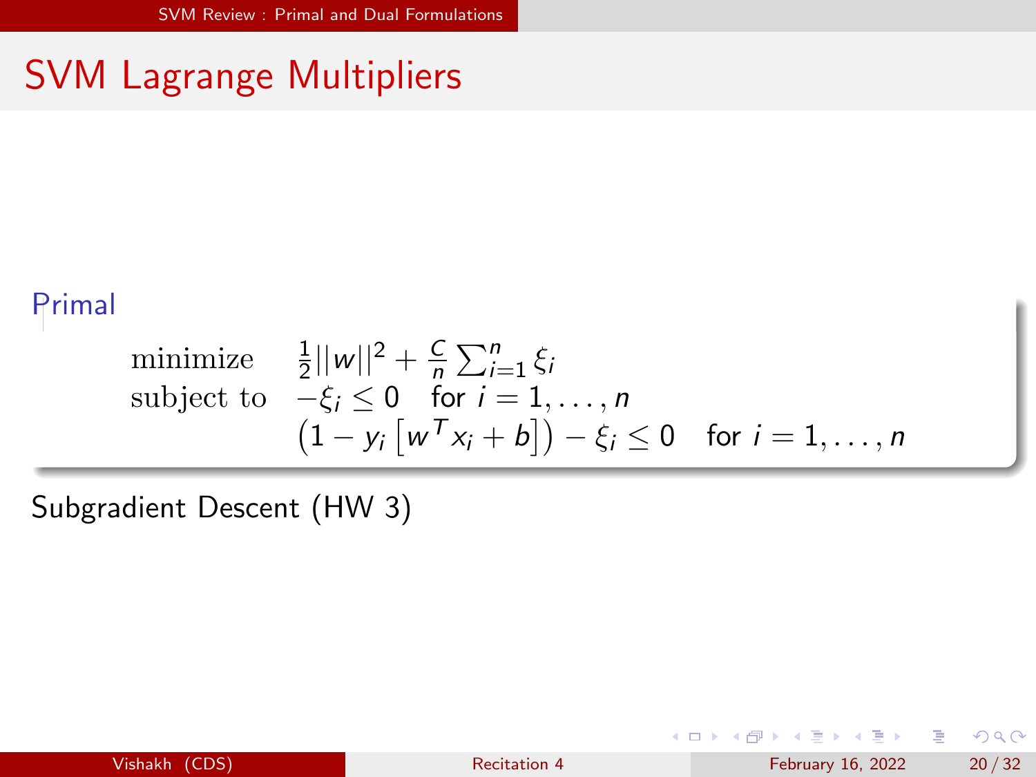# SVM Lagrange Multipliers

**Primal**

$$
\begin{aligned}
\text{minimize} \quad & \frac{1}{2}||w||^2 + \frac{C}{n}\sum_{i=1}^{n}\xi_i \\
\text{subject to} \quad & -\xi_i \leq 0 \quad \text{for } i = 1, \ldots, n \\
& \left(1 - y_i\left[w^T x_i + b\right]\right) - \xi_i \leq 0 \quad \text{for } i = 1, \ldots, n
\end{aligned}
$$

Subgradient Descent (HW 3)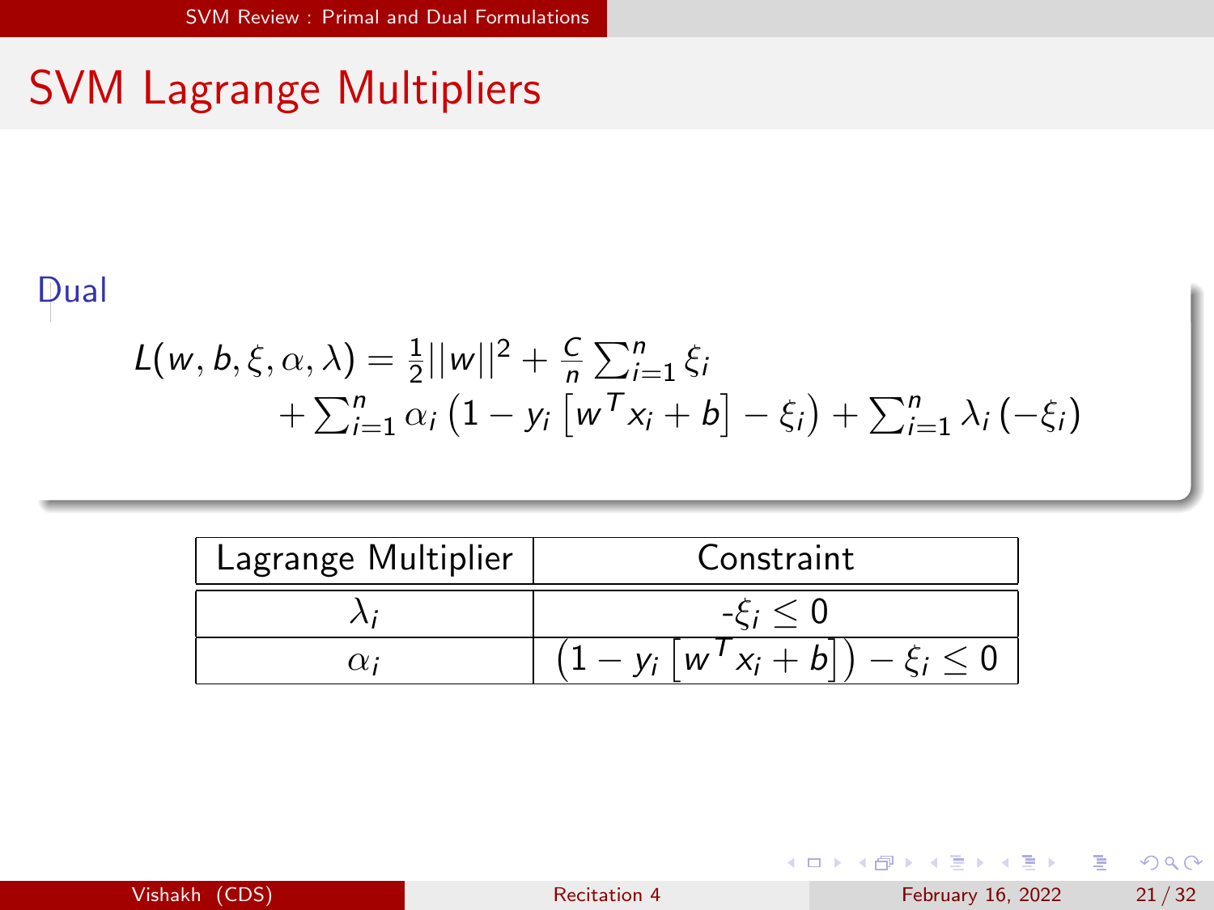# SVM Lagrange Multipliers

**Dual**

$$
\begin{aligned}
L(w, b, \xi, \alpha, \lambda) &= \frac{1}{2}||w||^2 + \frac{C}{n}\sum_{i=1}^{n}\xi_i \\
&\quad + \sum_{i=1}^{n}\alpha_i\left(1 - y_i\left[w^T x_i + b\right] - \xi_i\right) + \sum_{i=1}^{n}\lambda_i\left(-\xi_i\right)
\end{aligned}
$$

| Lagrange Multiplier | Constraint |
|---|---|
| $\lambda_i$ | $-\xi_i \leq 0$ |
| $\alpha_i$ | $\left(1 - y_i\left[w^T x_i + b\right]\right) - \xi_i \leq 0$ |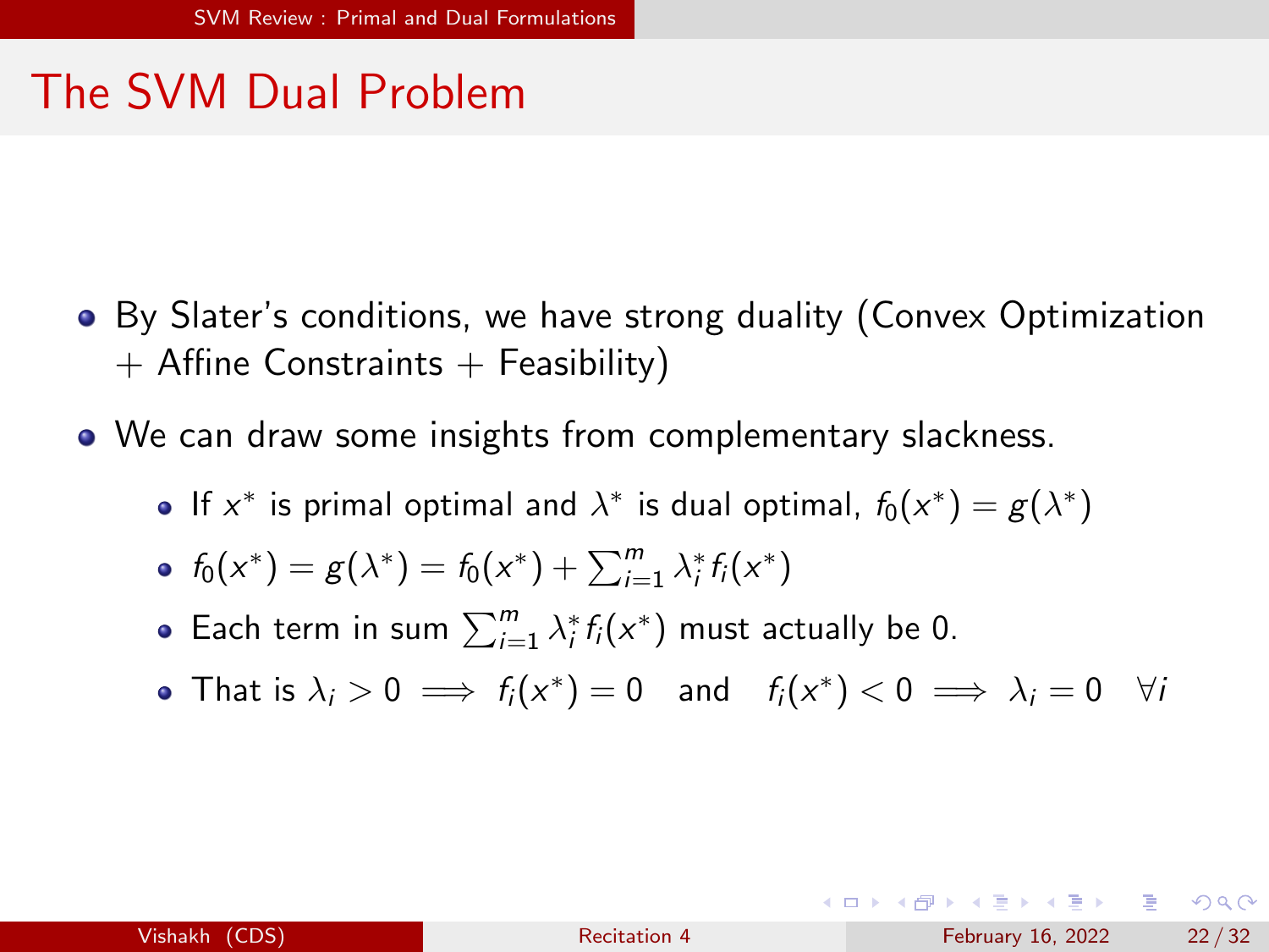# The SVM Dual Problem

- By Slater's conditions, we have strong duality (Convex Optimization + Affine Constraints + Feasibility)
- We can draw some insights from complementary slackness.
  - If $x^*$ is primal optimal and $\lambda^*$ is dual optimal, $f_0(x^*) = g(\lambda^*)$
  - $f_0(x^*) = g(\lambda^*) = f_0(x^*) + \sum_{i=1}^{m} \lambda_i^* f_i(x^*)$
  - Each term in sum $\sum_{i=1}^{m} \lambda_i^* f_i(x^*)$ must actually be 0.
  - That is $\lambda_i > 0 \implies f_i(x^*) = 0 \quad \text{and} \quad f_i(x^*) < 0 \implies \lambda_i = 0 \quad \forall i$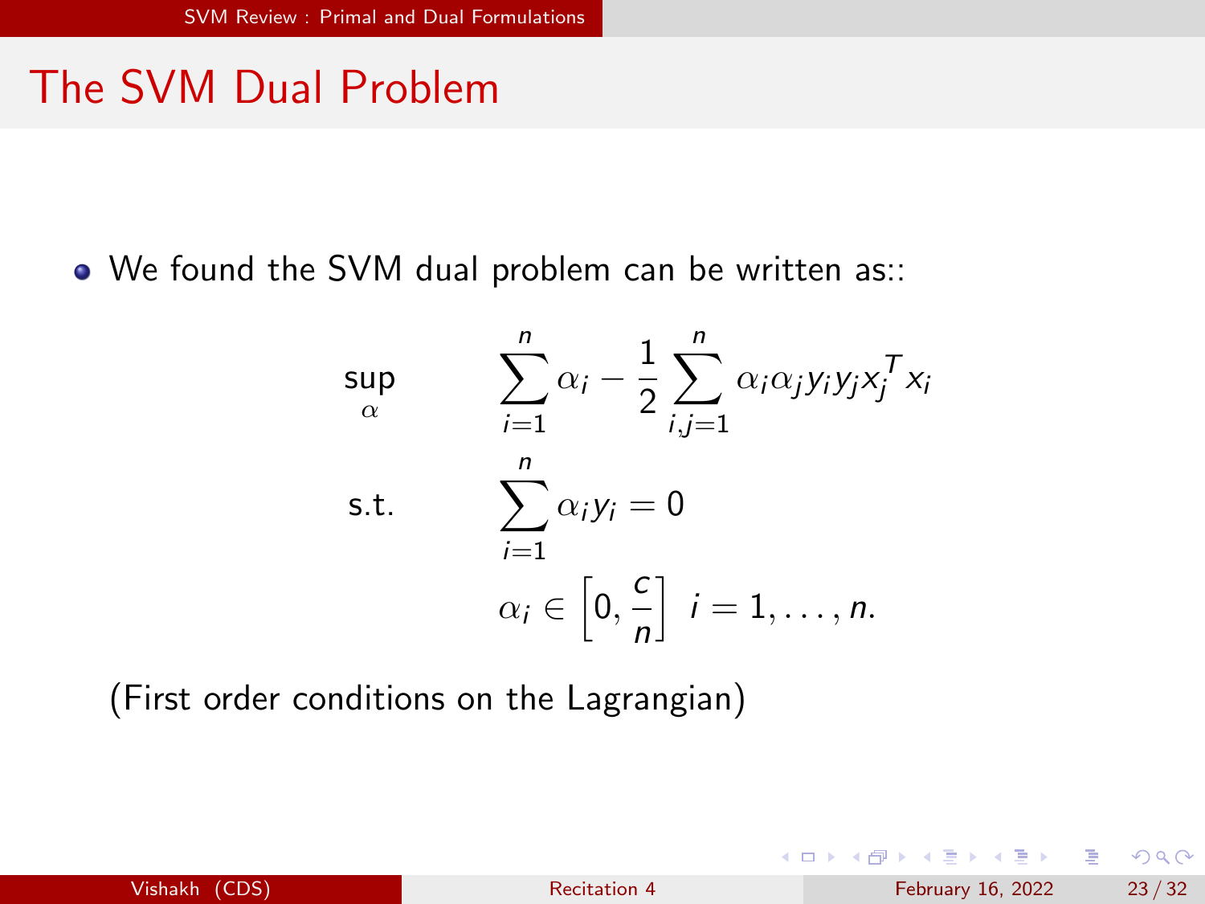# The SVM Dual Problem

- We found the SVM dual problem can be written as::

$$
\begin{aligned}
\sup_{\alpha} \quad & \sum_{i=1}^{n} \alpha_i - \frac{1}{2} \sum_{i,j=1}^{n} \alpha_i \alpha_j y_i y_j x_j^T x_i \\
\text{s.t.} \quad & \sum_{i=1}^{n} \alpha_i y_i = 0 \\
& \alpha_i \in \left[0, \frac{c}{n}\right] \;\; i = 1, \ldots, n.
\end{aligned}
$$

(First order conditions on the Lagrangian)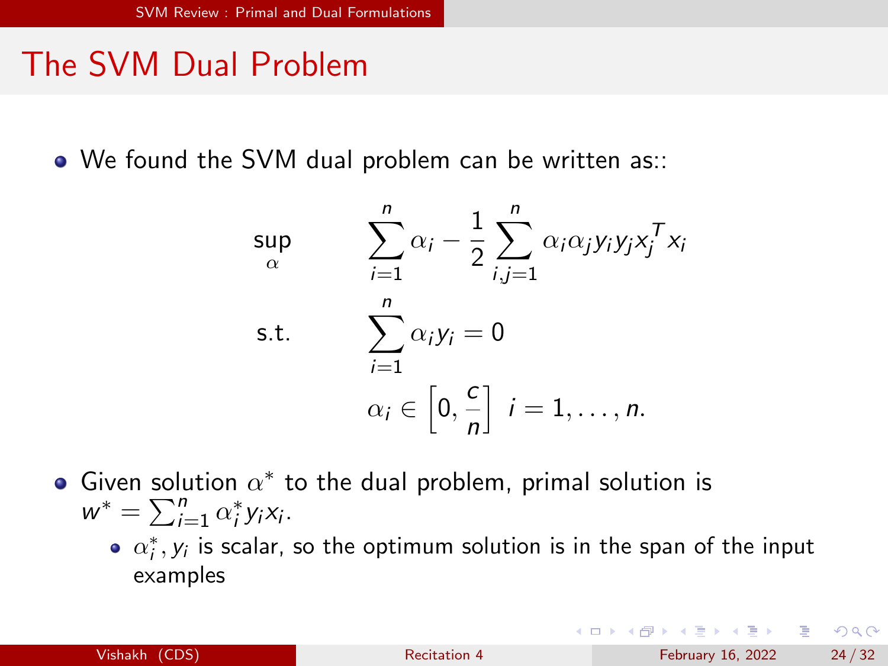# The SVM Dual Problem

- We found the SVM dual problem can be written as::

$$
\begin{aligned}
\sup_{\alpha} \quad & \sum_{i=1}^{n} \alpha_i - \frac{1}{2} \sum_{i,j=1}^{n} \alpha_i \alpha_j y_i y_j x_j^T x_i \\
\text{s.t.} \quad & \sum_{i=1}^{n} \alpha_i y_i = 0 \\
& \alpha_i \in \left[0, \frac{c}{n}\right] \;\; i = 1, \ldots, n.
\end{aligned}
$$

- Given solution $\alpha^*$ to the dual problem, primal solution is $w^* = \sum_{i=1}^{n} \alpha_i^* y_i x_i$.
  - $\alpha_i^*, y_i$ is scalar, so the optimum solution is in the span of the input examples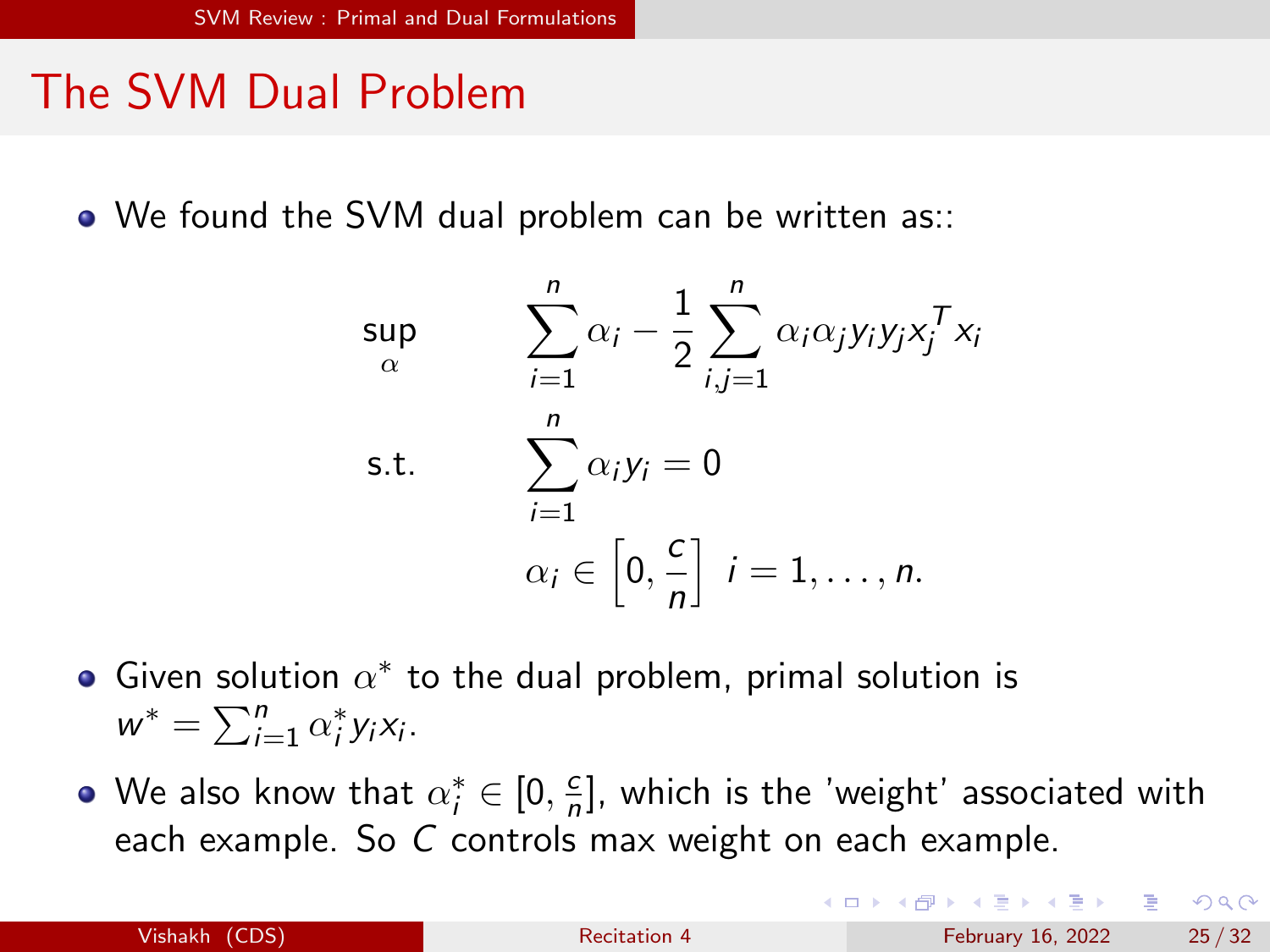# The SVM Dual Problem

- We found the SVM dual problem can be written as::

$$
\begin{aligned}
\sup_{\alpha} \quad & \sum_{i=1}^{n} \alpha_i - \frac{1}{2} \sum_{i,j=1}^{n} \alpha_i \alpha_j y_i y_j x_j^T x_i \\
\text{s.t.} \quad & \sum_{i=1}^{n} \alpha_i y_i = 0 \\
& \alpha_i \in \left[0, \frac{c}{n}\right] \;\; i = 1, \ldots, n.
\end{aligned}
$$

- Given solution $\alpha^*$ to the dual problem, primal solution is $w^* = \sum_{i=1}^{n} \alpha_i^* y_i x_i$.
- We also know that $\alpha_i^* \in [0, \frac{c}{n}]$, which is the 'weight' associated with each example. So $C$ controls max weight on each example.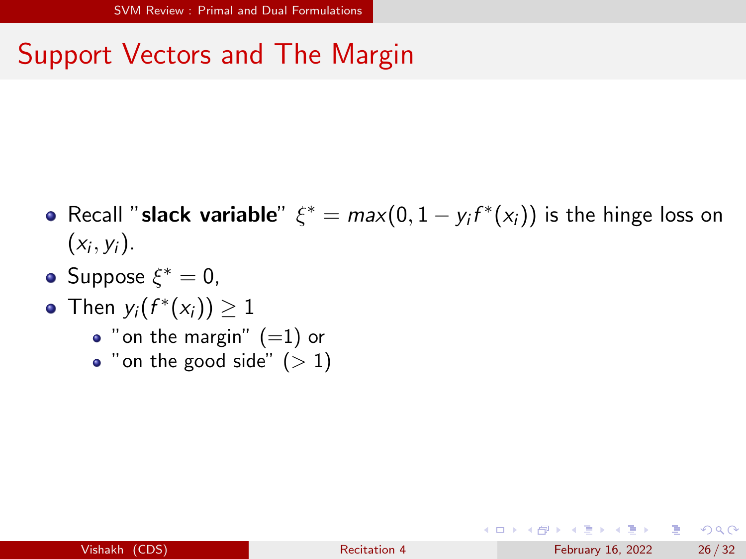# Support Vectors and The Margin

- Recall "**slack variable**" $\xi^* = max(0, 1 - y_i f^*(x_i))$ is the hinge loss on $(x_i, y_i)$.
- Suppose $\xi^* = 0$,
- Then $y_i(f^*(x_i)) \geq 1$
  - "on the margin" (=1) or
  - "on the good side" ($> 1$)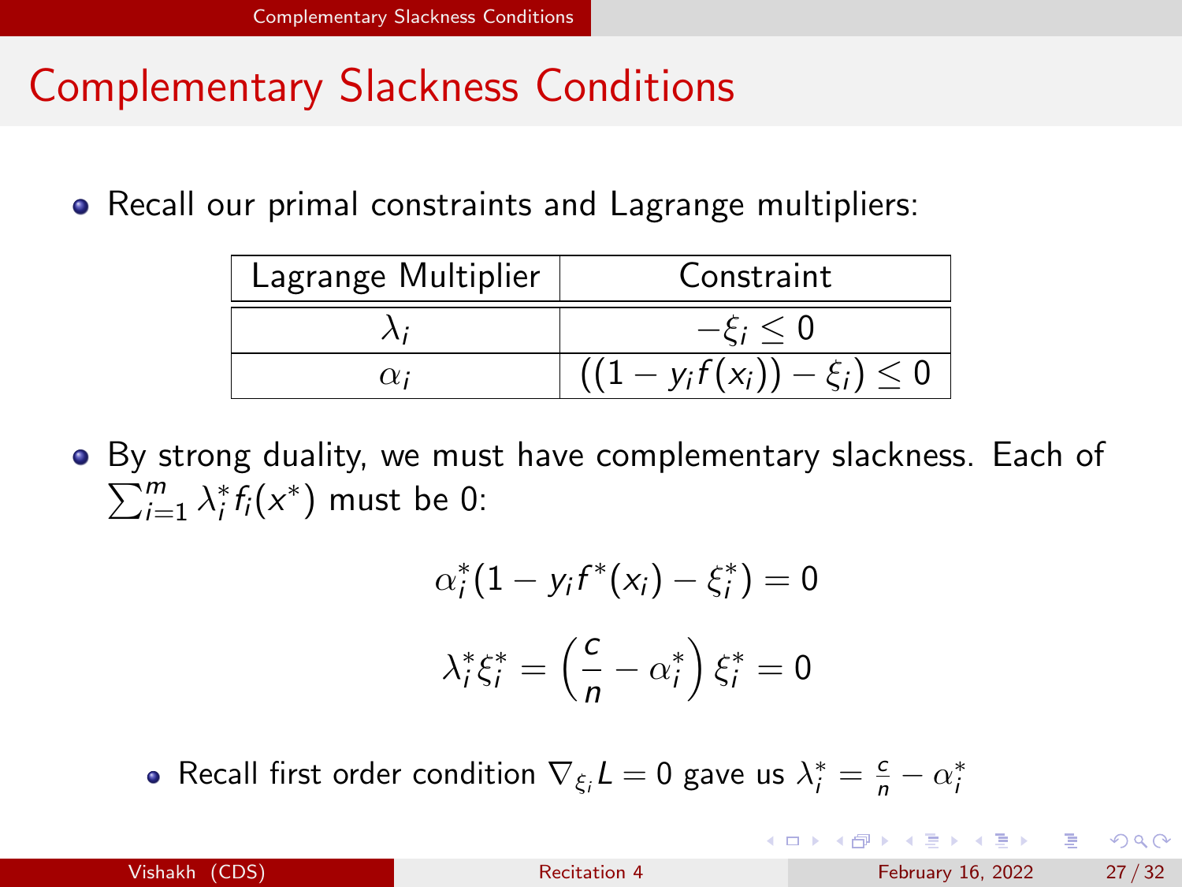# Complementary Slackness Conditions

- Recall our primal constraints and Lagrange multipliers:

| Lagrange Multiplier | Constraint |
|---|---|
| $\lambda_i$ | $-\xi_i \leq 0$ |
| $\alpha_i$ | $((1 - y_i f(x_i)) - \xi_i) \leq 0$ |

- By strong duality, we must have complementary slackness. Each of $\sum_{i=1}^{m} \lambda_i^* f_i(x^*)$ must be 0:

$$\alpha_i^*(1 - y_i f^*(x_i) - \xi_i^*) = 0$$

$$\lambda_i^* \xi_i^* = \left(\frac{c}{n} - \alpha_i^*\right) \xi_i^* = 0$$

  - Recall first order condition $\nabla_{\xi_i} L = 0$ gave us $\lambda_i^* = \frac{c}{n} - \alpha_i^*$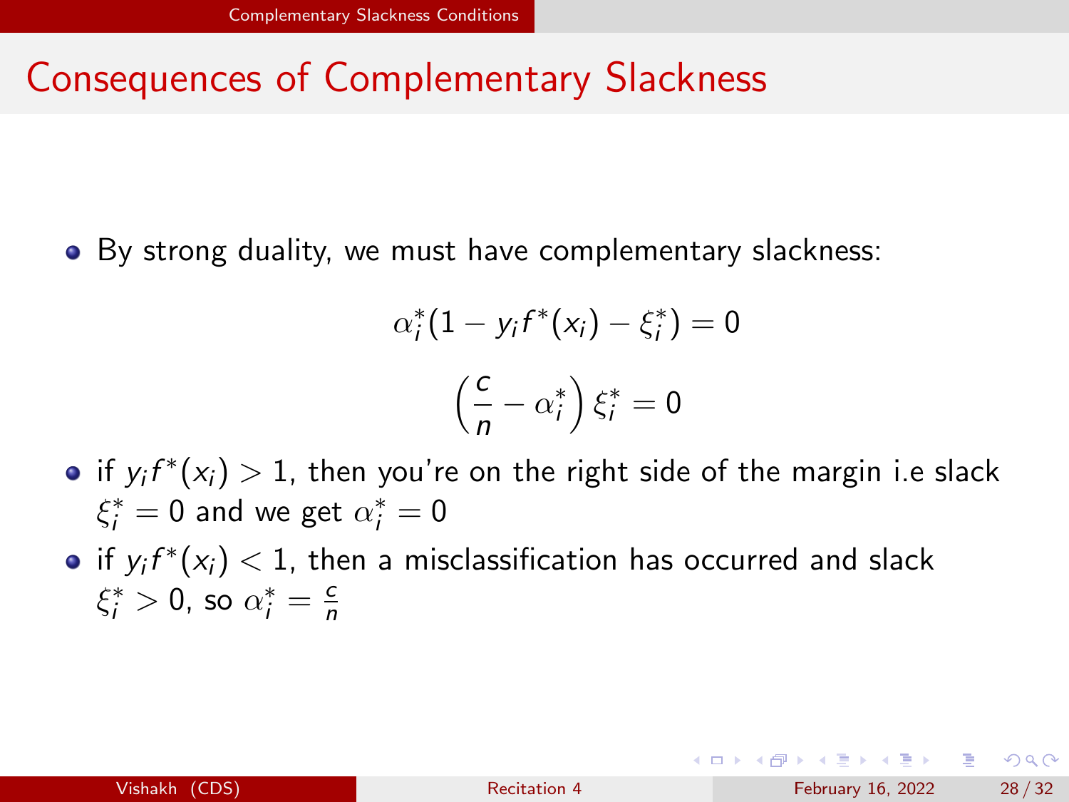# Consequences of Complementary Slackness

- By strong duality, we must have complementary slackness:

$$\alpha_i^*(1 - y_i f^*(x_i) - \xi_i^*) = 0$$

$$\left(\frac{c}{n} - \alpha_i^*\right) \xi_i^* = 0$$

- if $y_i f^*(x_i) > 1$, then you're on the right side of the margin i.e slack $\xi_i^* = 0$ and we get $\alpha_i^* = 0$
- if $y_i f^*(x_i) < 1$, then a misclassification has occurred and slack $\xi_i^* > 0$, so $\alpha_i^* = \frac{c}{n}$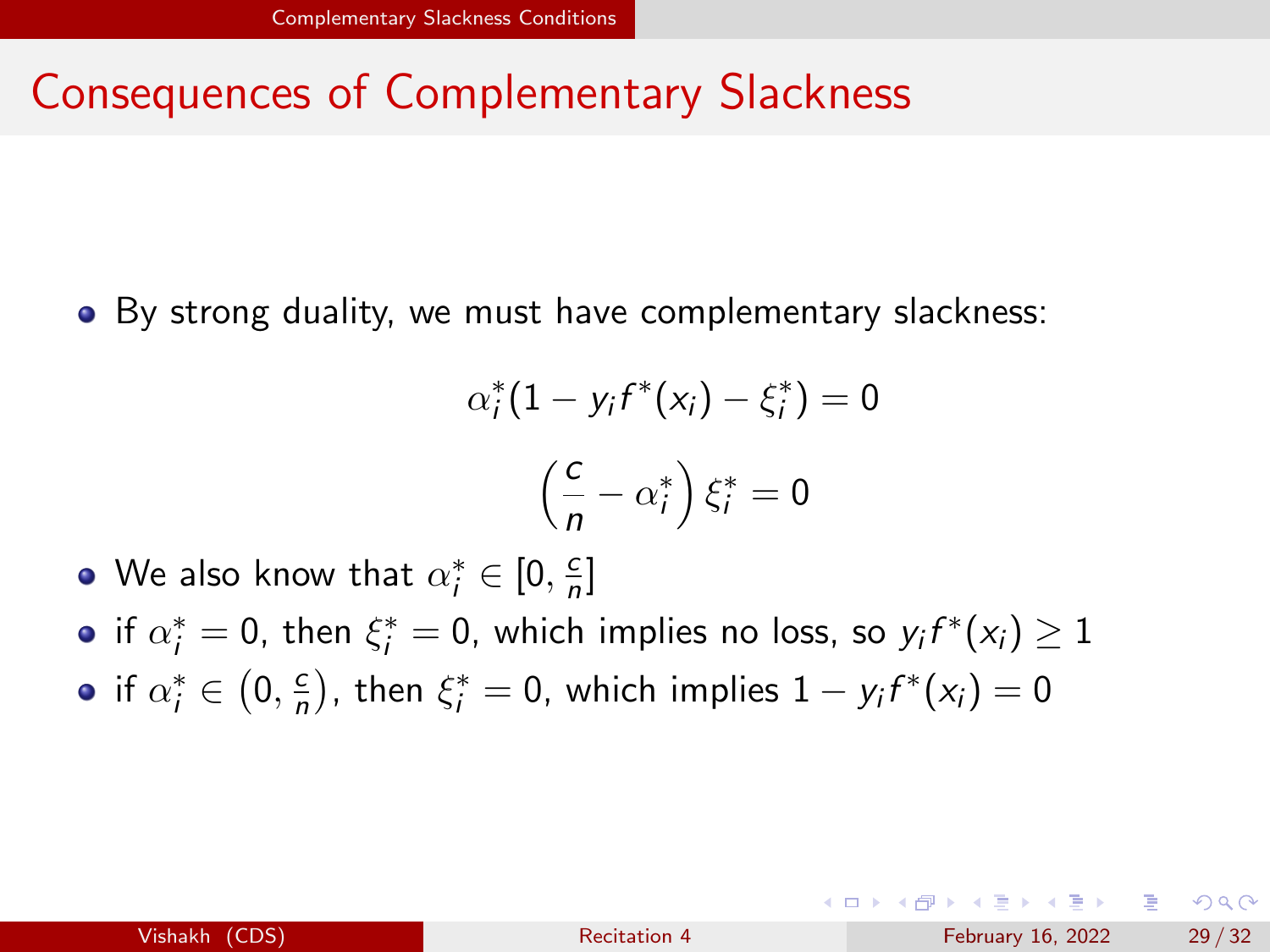# Consequences of Complementary Slackness

- By strong duality, we must have complementary slackness:

$$\alpha_i^*(1 - y_i f^*(x_i) - \xi_i^*) = 0$$

$$\left(\frac{c}{n} - \alpha_i^*\right) \xi_i^* = 0$$

- We also know that $\alpha_i^* \in [0, \frac{c}{n}]$
- if $\alpha_i^* = 0$, then $\xi_i^* = 0$, which implies no loss, so $y_i f^*(x_i) \geq 1$
- if $\alpha_i^* \in \left(0, \frac{c}{n}\right)$, then $\xi_i^* = 0$, which implies $1 - y_i f^*(x_i) = 0$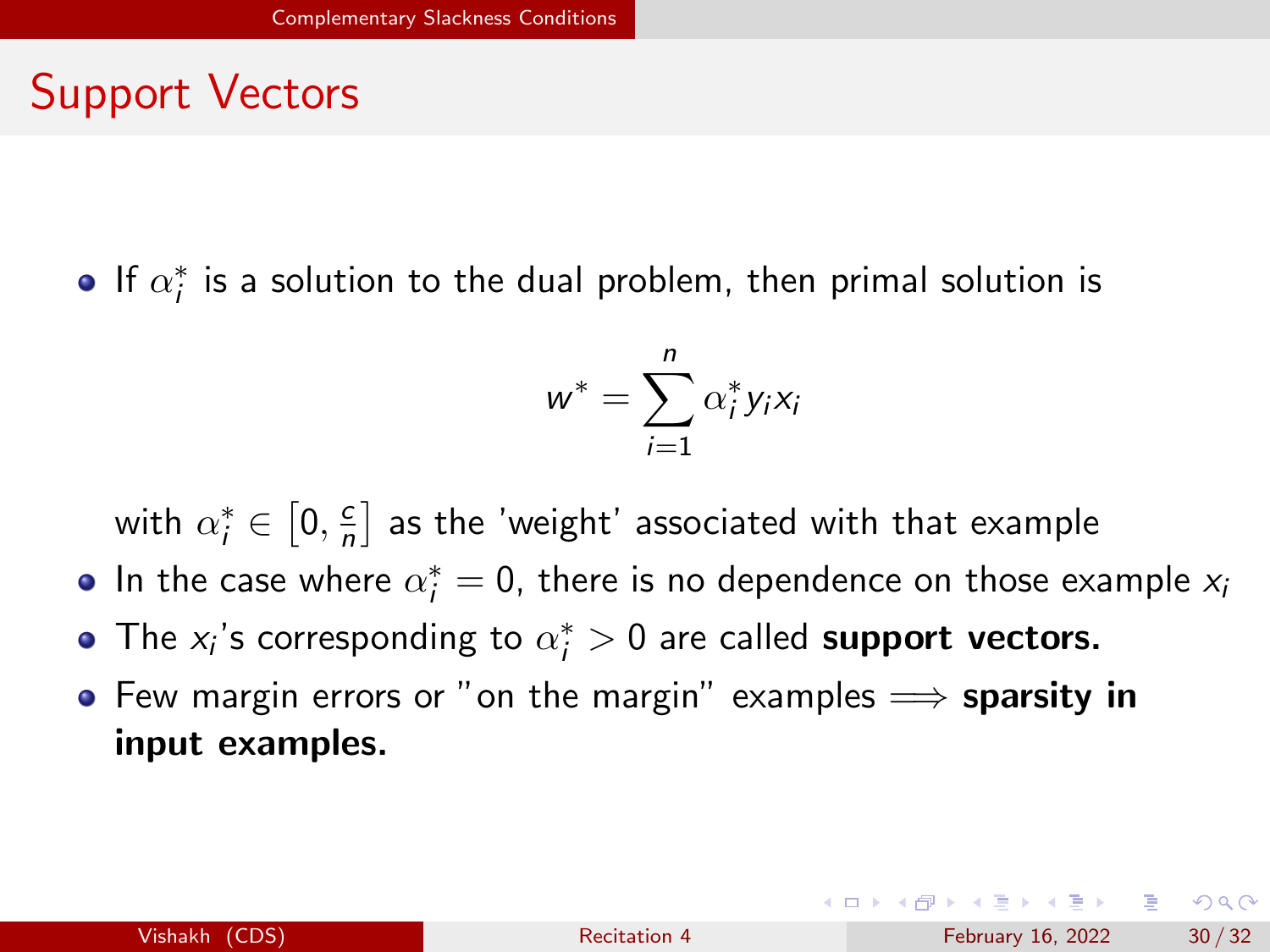# Support Vectors

- If $\alpha_i^*$ is a solution to the dual problem, then primal solution is

$$w^* = \sum_{i=1}^{n} \alpha_i^* y_i x_i$$

  with $\alpha_i^* \in \left[0, \frac{c}{n}\right]$ as the 'weight' associated with that example
- In the case where $\alpha_i^* = 0$, there is no dependence on those example $x_i$
- The $x_i$'s corresponding to $\alpha_i^* > 0$ are called **support vectors.**
- Few margin errors or "on the margin" examples $\Longrightarrow$ **sparsity in input examples.**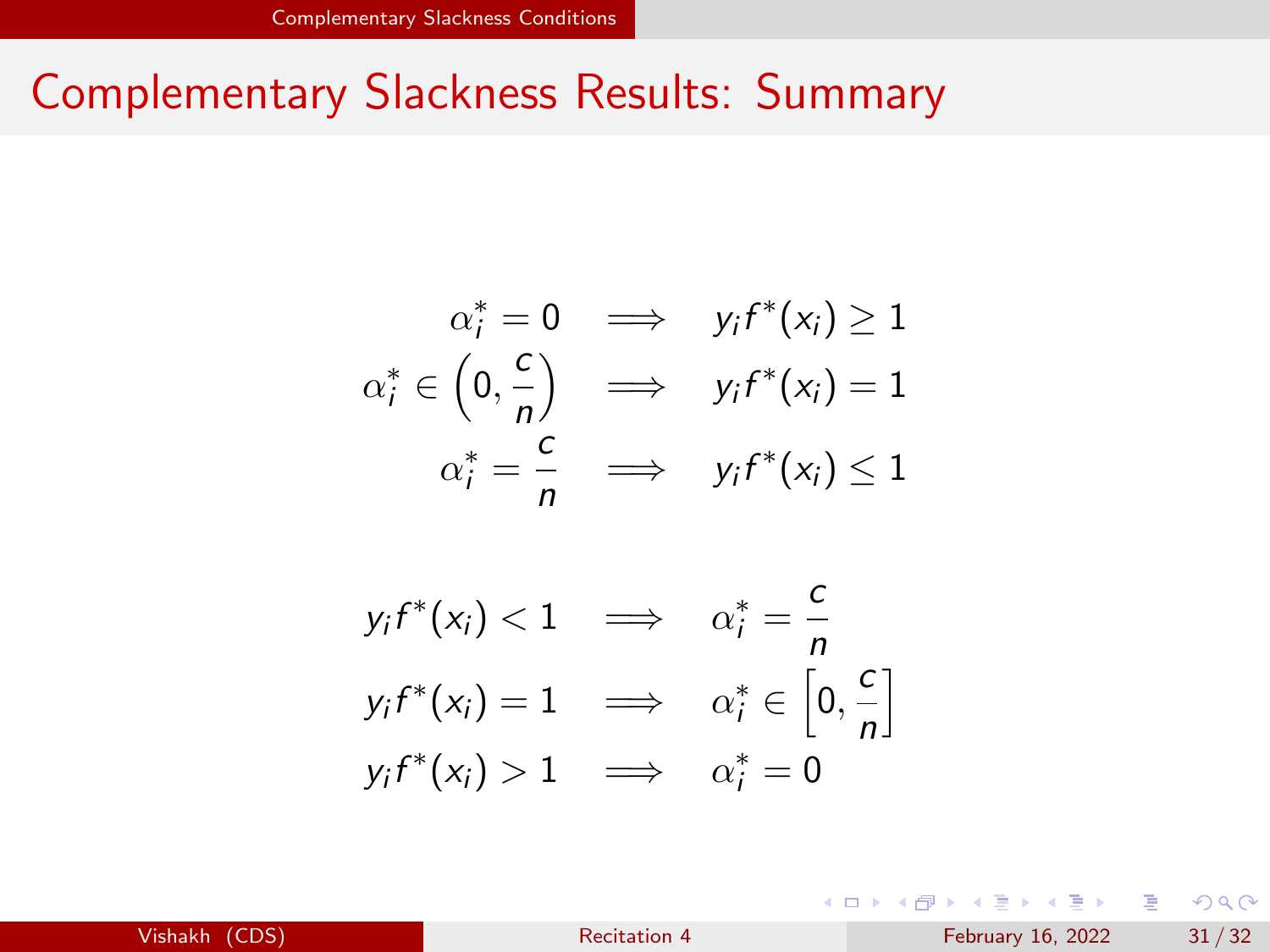# Complementary Slackness Results: Summary

$$
\begin{aligned}
\alpha_i^* = 0 \quad &\implies \quad y_i f^*(x_i) \geq 1 \\
\alpha_i^* \in \left(0, \frac{c}{n}\right) \quad &\implies \quad y_i f^*(x_i) = 1 \\
\alpha_i^* = \frac{c}{n} \quad &\implies \quad y_i f^*(x_i) \leq 1
\end{aligned}
$$

$$
\begin{aligned}
y_i f^*(x_i) < 1 \quad &\implies \quad \alpha_i^* = \frac{c}{n} \\
y_i f^*(x_i) = 1 \quad &\implies \quad \alpha_i^* \in \left[0, \frac{c}{n}\right] \\
y_i f^*(x_i) > 1 \quad &\implies \quad \alpha_i^* = 0
\end{aligned}
$$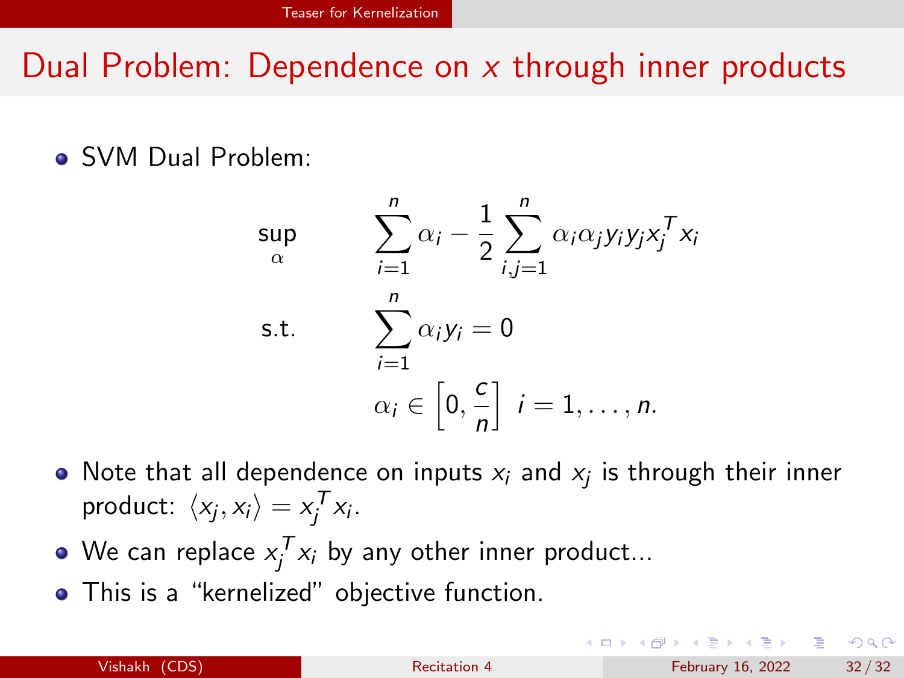# Dual Problem: Dependence on $x$ through inner products

- SVM Dual Problem:

$$
\begin{aligned}
\sup_{\alpha} \quad & \sum_{i=1}^{n} \alpha_i - \frac{1}{2} \sum_{i,j=1}^{n} \alpha_i \alpha_j y_i y_j x_j^T x_i \\
\text{s.t.} \quad & \sum_{i=1}^{n} \alpha_i y_i = 0 \\
& \alpha_i \in \left[0, \frac{c}{n}\right] \;\; i = 1, \ldots, n.
\end{aligned}
$$

- Note that all dependence on inputs $x_i$ and $x_j$ is through their inner product: $\langle x_j, x_i \rangle = x_j^T x_i$.
- We can replace $x_j^T x_i$ by any other inner product...
- This is a "kernelized" objective function.